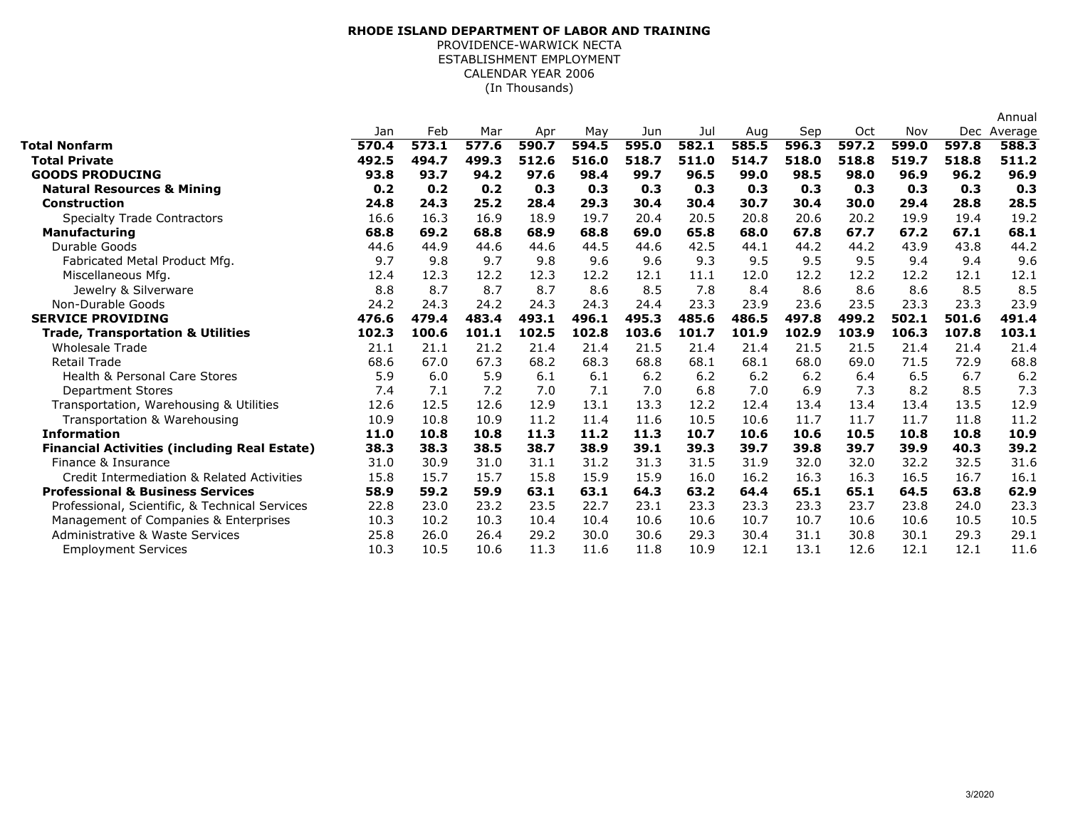**RHODE ISLAND DEPARTMENT OF LABOR AND TRAINING**
PROVIDENCE-WARWICK NECTA
ESTABLISHMENT EMPLOYMENT
CALENDAR YEAR 2006
(In Thousands)

| | Jan | Feb | Mar | Apr | May | Jun | Jul | Aug | Sep | Oct | Nov | Dec | Annual Average |
|---|---|---|---|---|---|---|---|---|---|---|---|---|---|
| **Total Nonfarm** | **570.4** | **573.1** | **577.6** | **590.7** | **594.5** | **595.0** | **582.1** | **585.5** | **596.3** | **597.2** | **599.0** | **597.8** | **588.3** |
| **Total Private** | **492.5** | **494.7** | **499.3** | **512.6** | **516.0** | **518.7** | **511.0** | **514.7** | **518.0** | **518.8** | **519.7** | **518.8** | **511.2** |
| **GOODS PRODUCING** | **93.8** | **93.7** | **94.2** | **97.6** | **98.4** | **99.7** | **96.5** | **99.0** | **98.5** | **98.0** | **96.9** | **96.2** | **96.9** |
| **Natural Resources & Mining** | **0.2** | **0.2** | **0.2** | **0.3** | **0.3** | **0.3** | **0.3** | **0.3** | **0.3** | **0.3** | **0.3** | **0.3** | **0.3** |
| **Construction** | **24.8** | **24.3** | **25.2** | **28.4** | **29.3** | **30.4** | **30.4** | **30.7** | **30.4** | **30.0** | **29.4** | **28.8** | **28.5** |
| Specialty Trade Contractors | 16.6 | 16.3 | 16.9 | 18.9 | 19.7 | 20.4 | 20.5 | 20.8 | 20.6 | 20.2 | 19.9 | 19.4 | 19.2 |
| **Manufacturing** | **68.8** | **69.2** | **68.8** | **68.9** | **68.8** | **69.0** | **65.8** | **68.0** | **67.8** | **67.7** | **67.2** | **67.1** | **68.1** |
| Durable Goods | 44.6 | 44.9 | 44.6 | 44.6 | 44.5 | 44.6 | 42.5 | 44.1 | 44.2 | 44.2 | 43.9 | 43.8 | 44.2 |
| Fabricated Metal Product Mfg. | 9.7 | 9.8 | 9.7 | 9.8 | 9.6 | 9.6 | 9.3 | 9.5 | 9.5 | 9.5 | 9.4 | 9.4 | 9.6 |
| Miscellaneous Mfg. | 12.4 | 12.3 | 12.2 | 12.3 | 12.2 | 12.1 | 11.1 | 12.0 | 12.2 | 12.2 | 12.2 | 12.1 | 12.1 |
| Jewelry & Silverware | 8.8 | 8.7 | 8.7 | 8.7 | 8.6 | 8.5 | 7.8 | 8.4 | 8.6 | 8.6 | 8.6 | 8.5 | 8.5 |
| Non-Durable Goods | 24.2 | 24.3 | 24.2 | 24.3 | 24.3 | 24.4 | 23.3 | 23.9 | 23.6 | 23.5 | 23.3 | 23.3 | 23.9 |
| **SERVICE PROVIDING** | **476.6** | **479.4** | **483.4** | **493.1** | **496.1** | **495.3** | **485.6** | **486.5** | **497.8** | **499.2** | **502.1** | **501.6** | **491.4** |
| **Trade, Transportation & Utilities** | **102.3** | **100.6** | **101.1** | **102.5** | **102.8** | **103.6** | **101.7** | **101.9** | **102.9** | **103.9** | **106.3** | **107.8** | **103.1** |
| Wholesale Trade | 21.1 | 21.1 | 21.2 | 21.4 | 21.4 | 21.5 | 21.4 | 21.4 | 21.5 | 21.5 | 21.4 | 21.4 | 21.4 |
| Retail Trade | 68.6 | 67.0 | 67.3 | 68.2 | 68.3 | 68.8 | 68.1 | 68.1 | 68.0 | 69.0 | 71.5 | 72.9 | 68.8 |
| Health & Personal Care Stores | 5.9 | 6.0 | 5.9 | 6.1 | 6.1 | 6.2 | 6.2 | 6.2 | 6.2 | 6.4 | 6.5 | 6.7 | 6.2 |
| Department Stores | 7.4 | 7.1 | 7.2 | 7.0 | 7.1 | 7.0 | 6.8 | 7.0 | 6.9 | 7.3 | 8.2 | 8.5 | 7.3 |
| Transportation, Warehousing & Utilities | 12.6 | 12.5 | 12.6 | 12.9 | 13.1 | 13.3 | 12.2 | 12.4 | 13.4 | 13.4 | 13.4 | 13.5 | 12.9 |
| Transportation & Warehousing | 10.9 | 10.8 | 10.9 | 11.2 | 11.4 | 11.6 | 10.5 | 10.6 | 11.7 | 11.7 | 11.7 | 11.8 | 11.2 |
| **Information** | **11.0** | **10.8** | **10.8** | **11.3** | **11.2** | **11.3** | **10.7** | **10.6** | **10.6** | **10.5** | **10.8** | **10.8** | **10.9** |
| **Financial Activities (including Real Estate)** | **38.3** | **38.3** | **38.5** | **38.7** | **38.9** | **39.1** | **39.3** | **39.7** | **39.8** | **39.7** | **39.9** | **40.3** | **39.2** |
| Finance & Insurance | 31.0 | 30.9 | 31.0 | 31.1 | 31.2 | 31.3 | 31.5 | 31.9 | 32.0 | 32.0 | 32.2 | 32.5 | 31.6 |
| Credit Intermediation & Related Activities | 15.8 | 15.7 | 15.7 | 15.8 | 15.9 | 15.9 | 16.0 | 16.2 | 16.3 | 16.3 | 16.5 | 16.7 | 16.1 |
| **Professional & Business Services** | **58.9** | **59.2** | **59.9** | **63.1** | **63.1** | **64.3** | **63.2** | **64.4** | **65.1** | **65.1** | **64.5** | **63.8** | **62.9** |
| Professional, Scientific, & Technical Services | 22.8 | 23.0 | 23.2 | 23.5 | 22.7 | 23.1 | 23.3 | 23.3 | 23.3 | 23.7 | 23.8 | 24.0 | 23.3 |
| Management of Companies & Enterprises | 10.3 | 10.2 | 10.3 | 10.4 | 10.4 | 10.6 | 10.6 | 10.7 | 10.7 | 10.6 | 10.6 | 10.5 | 10.5 |
| Administrative & Waste Services | 25.8 | 26.0 | 26.4 | 29.2 | 30.0 | 30.6 | 29.3 | 30.4 | 31.1 | 30.8 | 30.1 | 29.3 | 29.1 |
| Employment Services | 10.3 | 10.5 | 10.6 | 11.3 | 11.6 | 11.8 | 10.9 | 12.1 | 13.1 | 12.6 | 12.1 | 12.1 | 11.6 |

3/2020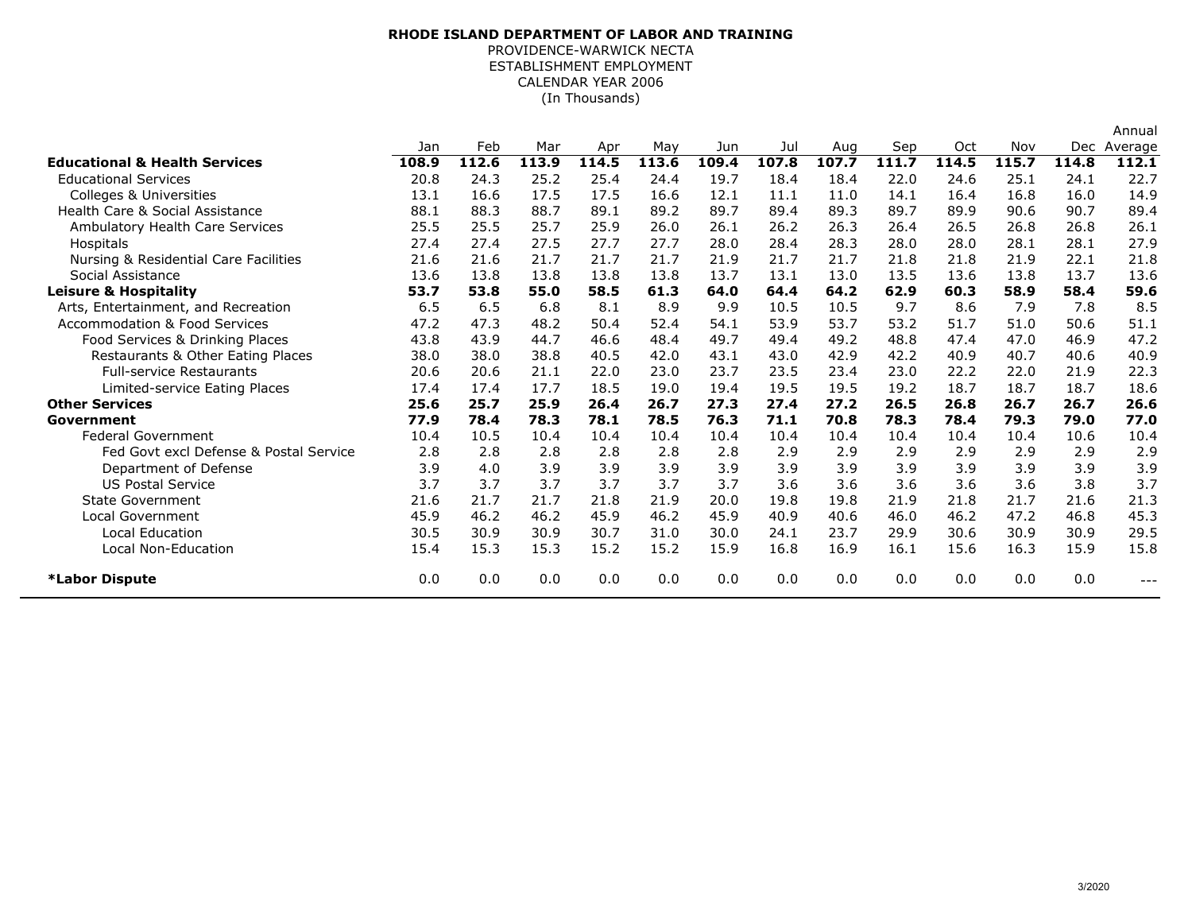**RHODE ISLAND DEPARTMENT OF LABOR AND TRAINING**
PROVIDENCE-WARWICK NECTA
ESTABLISHMENT EMPLOYMENT
CALENDAR YEAR 2006
(In Thousands)

| | Jan | Feb | Mar | Apr | May | Jun | Jul | Aug | Sep | Oct | Nov | Dec | Annual Average |
|---|---|---|---|---|---|---|---|---|---|---|---|---|---|
| **Educational & Health Services** | **108.9** | **112.6** | **113.9** | **114.5** | **113.6** | **109.4** | **107.8** | **107.7** | **111.7** | **114.5** | **115.7** | **114.8** | **112.1** |
| Educational Services | 20.8 | 24.3 | 25.2 | 25.4 | 24.4 | 19.7 | 18.4 | 18.4 | 22.0 | 24.6 | 25.1 | 24.1 | 22.7 |
| Colleges & Universities | 13.1 | 16.6 | 17.5 | 17.5 | 16.6 | 12.1 | 11.1 | 11.0 | 14.1 | 16.4 | 16.8 | 16.0 | 14.9 |
| Health Care & Social Assistance | 88.1 | 88.3 | 88.7 | 89.1 | 89.2 | 89.7 | 89.4 | 89.3 | 89.7 | 89.9 | 90.6 | 90.7 | 89.4 |
| Ambulatory Health Care Services | 25.5 | 25.5 | 25.7 | 25.9 | 26.0 | 26.1 | 26.2 | 26.3 | 26.4 | 26.5 | 26.8 | 26.8 | 26.1 |
| Hospitals | 27.4 | 27.4 | 27.5 | 27.7 | 27.7 | 28.0 | 28.4 | 28.3 | 28.0 | 28.0 | 28.1 | 28.1 | 27.9 |
| Nursing & Residential Care Facilities | 21.6 | 21.6 | 21.7 | 21.7 | 21.7 | 21.9 | 21.7 | 21.7 | 21.8 | 21.8 | 21.9 | 22.1 | 21.8 |
| Social Assistance | 13.6 | 13.8 | 13.8 | 13.8 | 13.8 | 13.7 | 13.1 | 13.0 | 13.5 | 13.6 | 13.8 | 13.7 | 13.6 |
| **Leisure & Hospitality** | **53.7** | **53.8** | **55.0** | **58.5** | **61.3** | **64.0** | **64.4** | **64.2** | **62.9** | **60.3** | **58.9** | **58.4** | **59.6** |
| Arts, Entertainment, and Recreation | 6.5 | 6.5 | 6.8 | 8.1 | 8.9 | 9.9 | 10.5 | 10.5 | 9.7 | 8.6 | 7.9 | 7.8 | 8.5 |
| Accommodation & Food Services | 47.2 | 47.3 | 48.2 | 50.4 | 52.4 | 54.1 | 53.9 | 53.7 | 53.2 | 51.7 | 51.0 | 50.6 | 51.1 |
| Food Services & Drinking Places | 43.8 | 43.9 | 44.7 | 46.6 | 48.4 | 49.7 | 49.4 | 49.2 | 48.8 | 47.4 | 47.0 | 46.9 | 47.2 |
| Restaurants & Other Eating Places | 38.0 | 38.0 | 38.8 | 40.5 | 42.0 | 43.1 | 43.0 | 42.9 | 42.2 | 40.9 | 40.7 | 40.6 | 40.9 |
| Full-service Restaurants | 20.6 | 20.6 | 21.1 | 22.0 | 23.0 | 23.7 | 23.5 | 23.4 | 23.0 | 22.2 | 22.0 | 21.9 | 22.3 |
| Limited-service Eating Places | 17.4 | 17.4 | 17.7 | 18.5 | 19.0 | 19.4 | 19.5 | 19.5 | 19.2 | 18.7 | 18.7 | 18.7 | 18.6 |
| **Other Services** | **25.6** | **25.7** | **25.9** | **26.4** | **26.7** | **27.3** | **27.4** | **27.2** | **26.5** | **26.8** | **26.7** | **26.7** | **26.6** |
| **Government** | **77.9** | **78.4** | **78.3** | **78.1** | **78.5** | **76.3** | **71.1** | **70.8** | **78.3** | **78.4** | **79.3** | **79.0** | **77.0** |
| Federal Government | 10.4 | 10.5 | 10.4 | 10.4 | 10.4 | 10.4 | 10.4 | 10.4 | 10.4 | 10.4 | 10.4 | 10.6 | 10.4 |
| Fed Govt excl Defense & Postal Service | 2.8 | 2.8 | 2.8 | 2.8 | 2.8 | 2.8 | 2.9 | 2.9 | 2.9 | 2.9 | 2.9 | 2.9 | 2.9 |
| Department of Defense | 3.9 | 4.0 | 3.9 | 3.9 | 3.9 | 3.9 | 3.9 | 3.9 | 3.9 | 3.9 | 3.9 | 3.9 | 3.9 |
| US Postal Service | 3.7 | 3.7 | 3.7 | 3.7 | 3.7 | 3.7 | 3.6 | 3.6 | 3.6 | 3.6 | 3.6 | 3.8 | 3.7 |
| State Government | 21.6 | 21.7 | 21.7 | 21.8 | 21.9 | 20.0 | 19.8 | 19.8 | 21.9 | 21.8 | 21.7 | 21.6 | 21.3 |
| Local Government | 45.9 | 46.2 | 46.2 | 45.9 | 46.2 | 45.9 | 40.9 | 40.6 | 46.0 | 46.2 | 47.2 | 46.8 | 45.3 |
| Local Education | 30.5 | 30.9 | 30.9 | 30.7 | 31.0 | 30.0 | 24.1 | 23.7 | 29.9 | 30.6 | 30.9 | 30.9 | 29.5 |
| Local Non-Education | 15.4 | 15.3 | 15.3 | 15.2 | 15.2 | 15.9 | 16.8 | 16.9 | 16.1 | 15.6 | 16.3 | 15.9 | 15.8 |
| **\*Labor Dispute** | 0.0 | 0.0 | 0.0 | 0.0 | 0.0 | 0.0 | 0.0 | 0.0 | 0.0 | 0.0 | 0.0 | 0.0 | --- |

3/2020